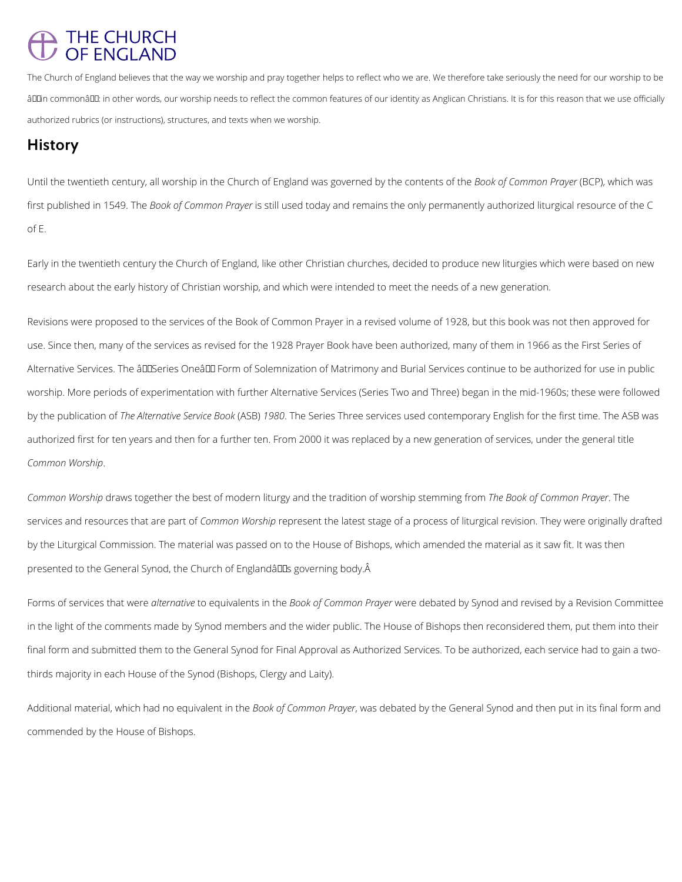# THE CHURCH OF ENGLAND

The Church of England believes that the way we worship and pray together helps to reflect who we are. We therefore take seriously the need for our worship to be âin commonâ: in other words, our worship needs to reflect the common features of our identity as Anglican Christians. It is for this reason that we use officially authorized rubrics (or instructions), structures, and texts when we worship.

## History

Until the twentieth century, all worship in the Church of England was governed by the contents of the *Book of Common Prayer* (BCP), which was first published in 1549. The *Book of Common Prayer* is still used today and remains the only permanently authorized liturgical resource of the C of E.

Early in the twentieth century the Church of England, like other Christian churches, decided to produce new liturgies which were based on new research about the early history of Christian worship, and which were intended to meet the needs of a new generation.

Revisions were proposed to the services of the Book of Common Prayer in a revised volume of 1928, but this book was not then approved for use. Since then, many of the services as revised for the 1928 Prayer Book have been authorized, many of them in 1966 as the First Series of Alternative Services. The âSeries Oneâ Form of Solemnization of Matrimony and Burial Services continue to be authorized for use in public worship. More periods of experimentation with further Alternative Services (Series Two and Three) began in the mid-1960s; these were followed by the publication of *The Alternative Service Book* (ASB) *1980*. The Series Three services used contemporary English for the first time. The ASB was authorized first for ten years and then for a further ten. From 2000 it was replaced by a new generation of services, under the general title *Common Worship*.

*Common Worship* draws together the best of modern liturgy and the tradition of worship stemming from *The Book of Common Prayer*. The services and resources that are part of *Common Worship* represent the latest stage of a process of liturgical revision. They were originally drafted by the Liturgical Commission. The material was passed on to the House of Bishops, which amended the material as it saw fit. It was then presented to the General Synod, the Church of Englandâs governing body.Â

Forms of services that were *alternative* to equivalents in the *Book of Common Prayer* were debated by Synod and revised by a Revision Committee in the light of the comments made by Synod members and the wider public. The House of Bishops then reconsidered them, put them into their final form and submitted them to the General Synod for Final Approval as Authorized Services. To be authorized, each service had to gain a two-thirds majority in each House of the Synod (Bishops, Clergy and Laity).

Additional material, which had no equivalent in the *Book of Common Prayer*, was debated by the General Synod and then put in its final form and commended by the House of Bishops.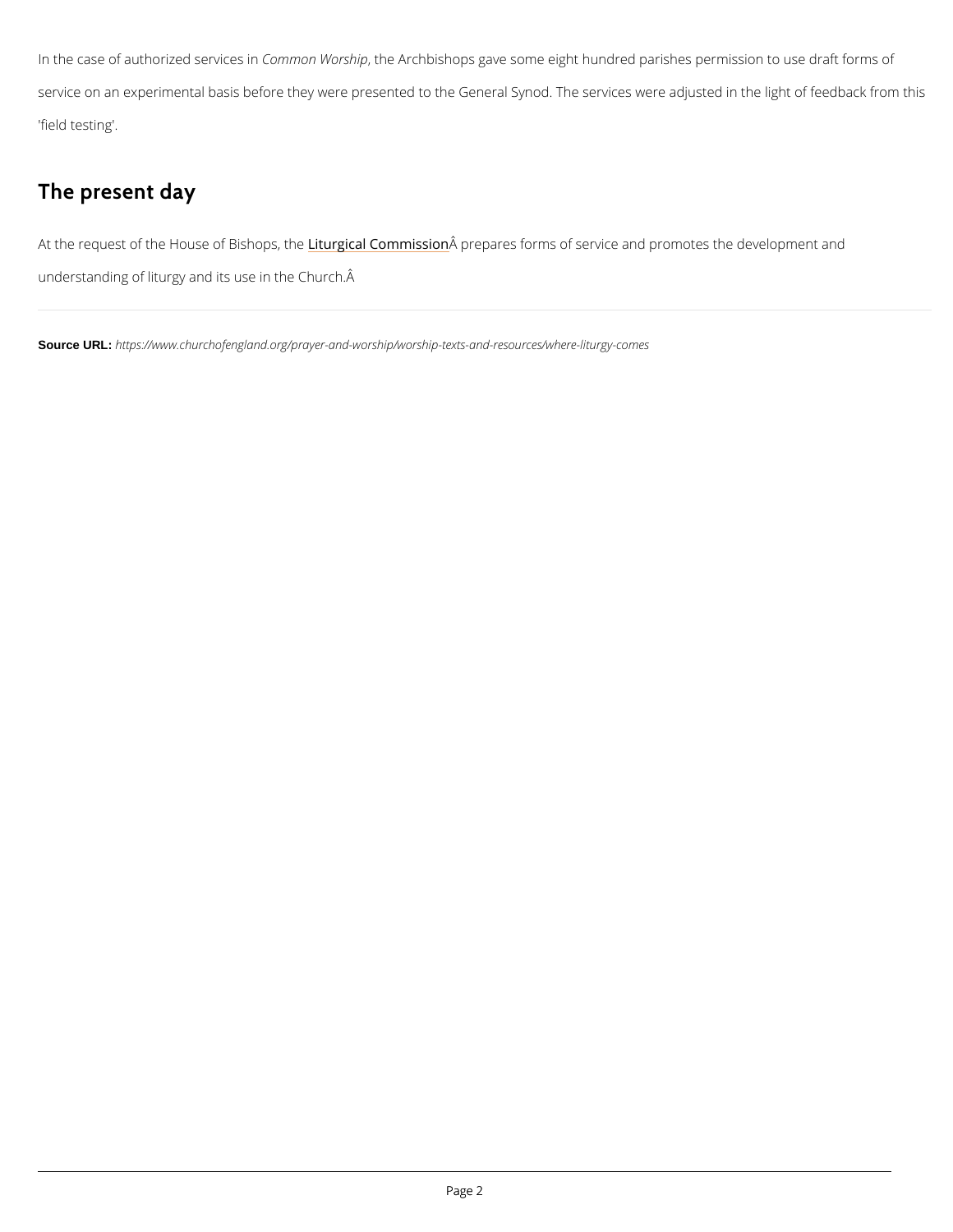In the case of authorized services in *Common Worship*, the Archbishops gave some eight hundred parishes permission to use draft forms of service on an experimental basis before they were presented to the General Synod. The services were adjusted in the light of feedback from this 'field testing'.

## The present day

At the request of the House of Bishops, the Liturgical Commission prepares forms of service and promotes the development and understanding of liturgy and its use in the Church.

---

**Source URL:** *https://www.churchofengland.org/prayer-and-worship/worship-texts-and-resources/where-liturgy-comes*